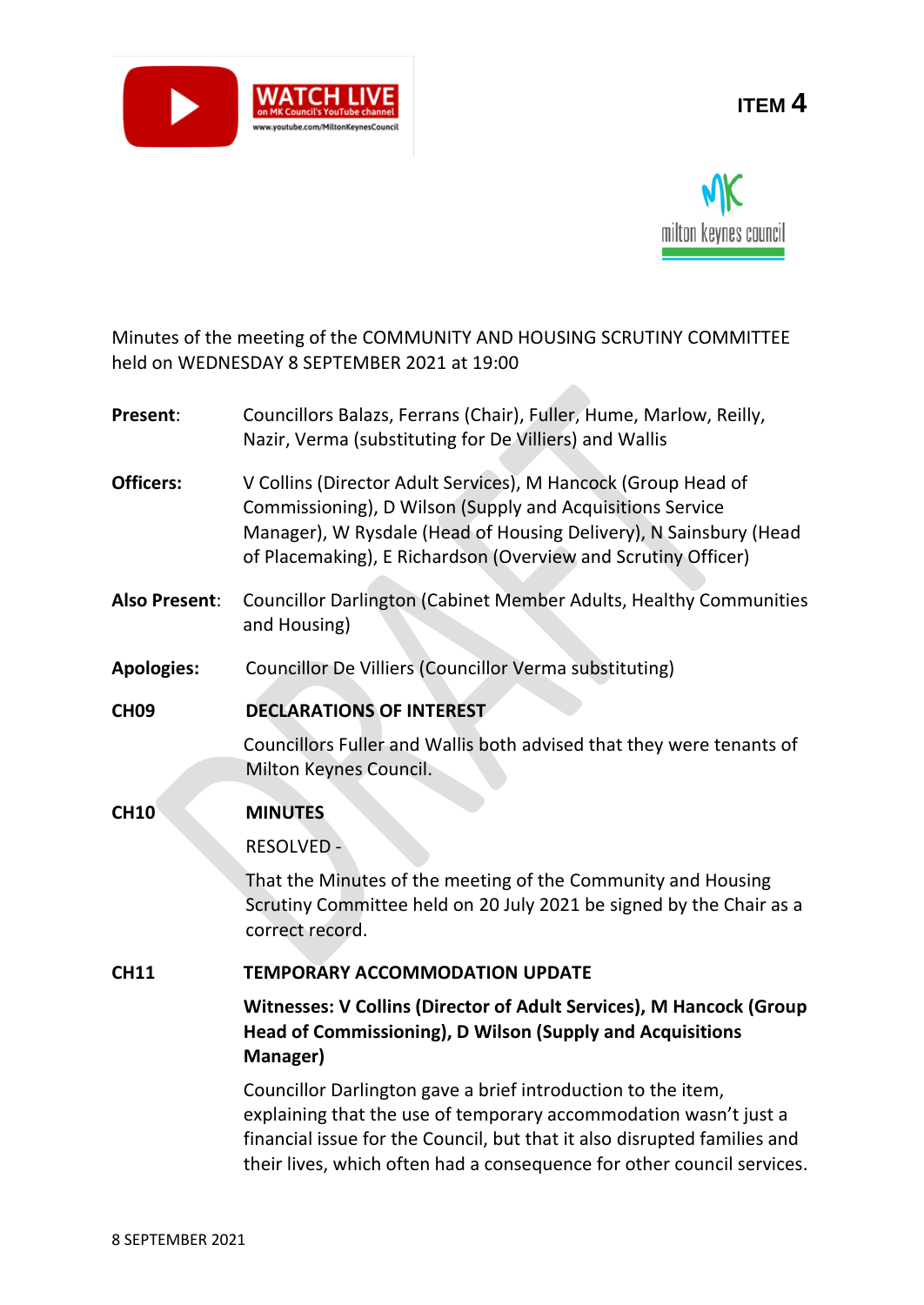**ITEM 4**

Minutes of the meeting of the COMMUNITY AND HOUSING SCRUTINY COMMITTEE held on WEDNESDAY 8 SEPTEMBER 2021 at 19:00

**Present**: Councillors Balazs, Ferrans (Chair), Fuller, Hume, Marlow, Reilly, Nazir, Verma (substituting for De Villiers) and Wallis

**Officers:** V Collins (Director Adult Services), M Hancock (Group Head of Commissioning), D Wilson (Supply and Acquisitions Service Manager), W Rysdale (Head of Housing Delivery), N Sainsbury (Head of Placemaking), E Richardson (Overview and Scrutiny Officer)

**Also Present**: Councillor Darlington (Cabinet Member Adults, Healthy Communities and Housing)

**Apologies:** Councillor De Villiers (Councillor Verma substituting)

**CH09 DECLARATIONS OF INTEREST**

Councillors Fuller and Wallis both advised that they were tenants of Milton Keynes Council.

**CH10 MINUTES**

RESOLVED -

That the Minutes of the meeting of the Community and Housing Scrutiny Committee held on 20 July 2021 be signed by the Chair as a correct record.

**CH11 TEMPORARY ACCOMMODATION UPDATE**

**Witnesses: V Collins (Director of Adult Services), M Hancock (Group Head of Commissioning), D Wilson (Supply and Acquisitions Manager)**

Councillor Darlington gave a brief introduction to the item, explaining that the use of temporary accommodation wasn't just a financial issue for the Council, but that it also disrupted families and their lives, which often had a consequence for other council services.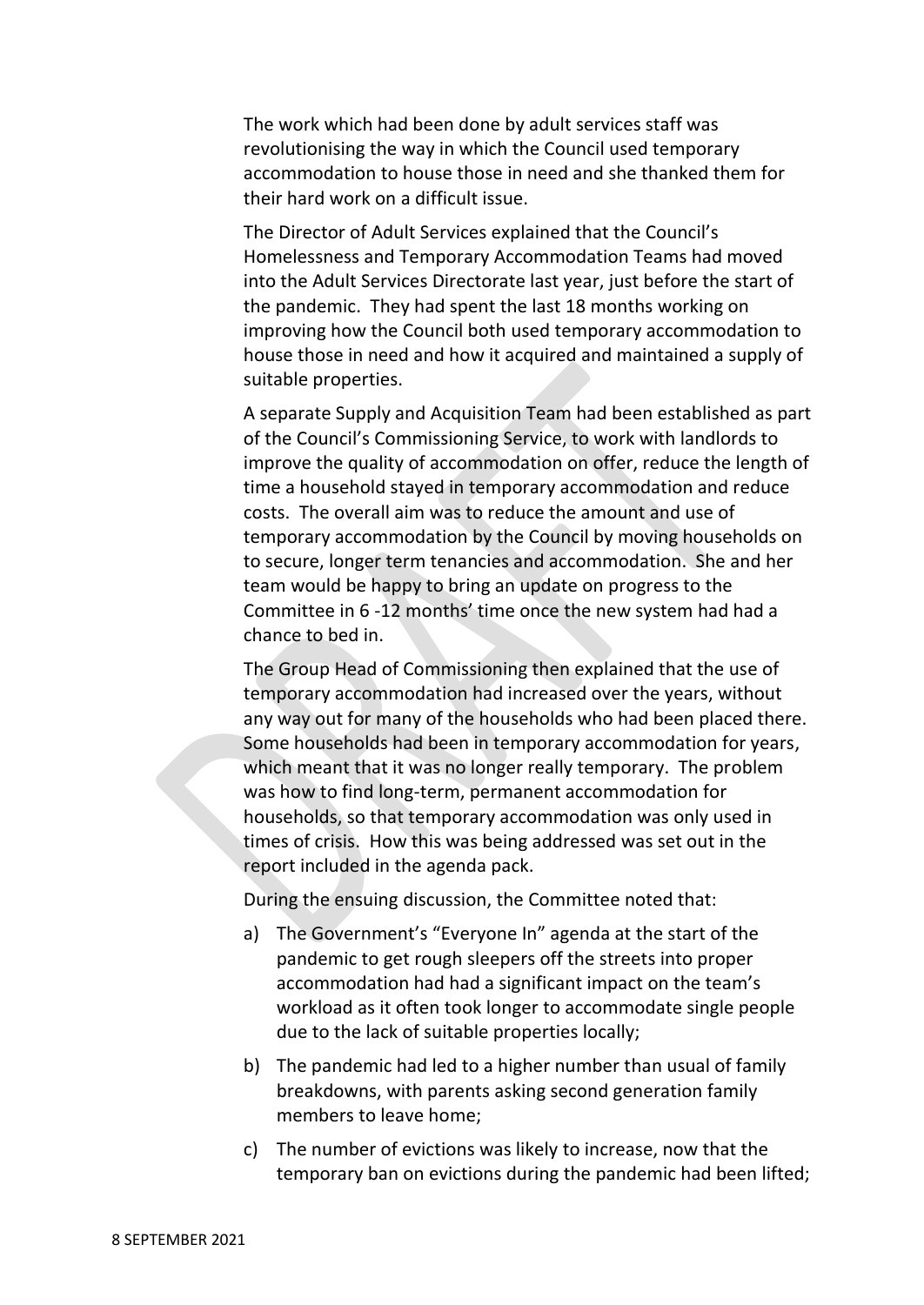The work which had been done by adult services staff was revolutionising the way in which the Council used temporary accommodation to house those in need and she thanked them for their hard work on a difficult issue.

The Director of Adult Services explained that the Council's Homelessness and Temporary Accommodation Teams had moved into the Adult Services Directorate last year, just before the start of the pandemic. They had spent the last 18 months working on improving how the Council both used temporary accommodation to house those in need and how it acquired and maintained a supply of suitable properties.

A separate Supply and Acquisition Team had been established as part of the Council's Commissioning Service, to work with landlords to improve the quality of accommodation on offer, reduce the length of time a household stayed in temporary accommodation and reduce costs. The overall aim was to reduce the amount and use of temporary accommodation by the Council by moving households on to secure, longer term tenancies and accommodation. She and her team would be happy to bring an update on progress to the Committee in 6 -12 months' time once the new system had had a chance to bed in.

The Group Head of Commissioning then explained that the use of temporary accommodation had increased over the years, without any way out for many of the households who had been placed there. Some households had been in temporary accommodation for years, which meant that it was no longer really temporary. The problem was how to find long-term, permanent accommodation for households, so that temporary accommodation was only used in times of crisis. How this was being addressed was set out in the report included in the agenda pack.

During the ensuing discussion, the Committee noted that:

a) The Government's "Everyone In" agenda at the start of the pandemic to get rough sleepers off the streets into proper accommodation had had a significant impact on the team's workload as it often took longer to accommodate single people due to the lack of suitable properties locally;

b) The pandemic had led to a higher number than usual of family breakdowns, with parents asking second generation family members to leave home;

c) The number of evictions was likely to increase, now that the temporary ban on evictions during the pandemic had been lifted;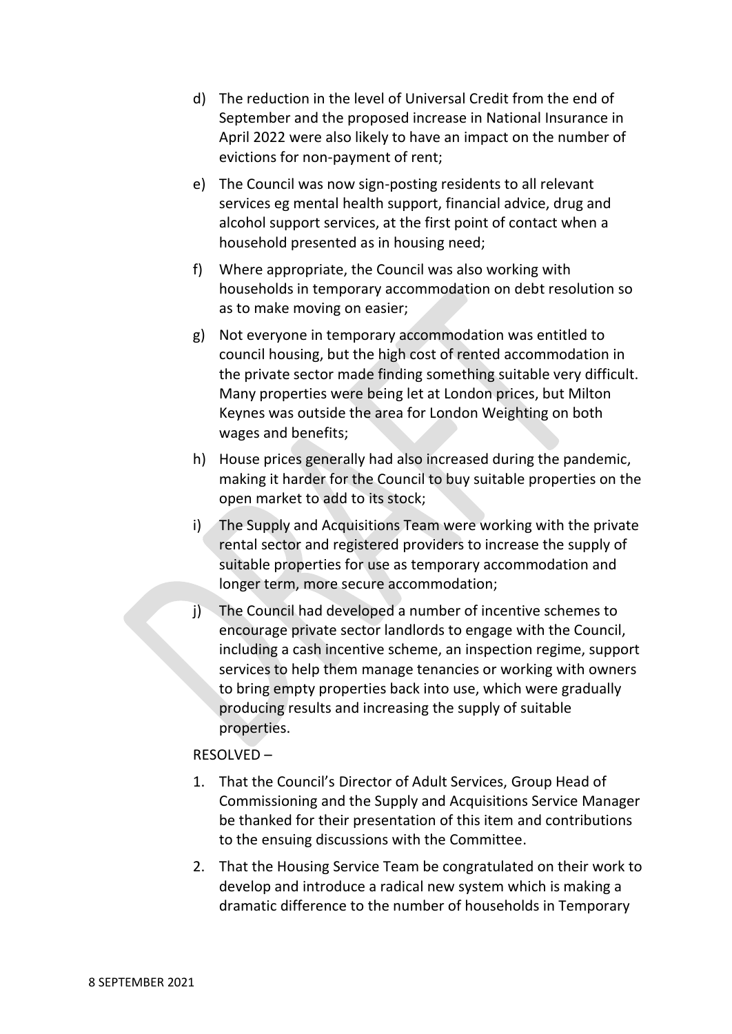d) The reduction in the level of Universal Credit from the end of September and the proposed increase in National Insurance in April 2022 were also likely to have an impact on the number of evictions for non-payment of rent;

e) The Council was now sign-posting residents to all relevant services eg mental health support, financial advice, drug and alcohol support services, at the first point of contact when a household presented as in housing need;

f) Where appropriate, the Council was also working with households in temporary accommodation on debt resolution so as to make moving on easier;

g) Not everyone in temporary accommodation was entitled to council housing, but the high cost of rented accommodation in the private sector made finding something suitable very difficult. Many properties were being let at London prices, but Milton Keynes was outside the area for London Weighting on both wages and benefits;

h) House prices generally had also increased during the pandemic, making it harder for the Council to buy suitable properties on the open market to add to its stock;

i) The Supply and Acquisitions Team were working with the private rental sector and registered providers to increase the supply of suitable properties for use as temporary accommodation and longer term, more secure accommodation;

j) The Council had developed a number of incentive schemes to encourage private sector landlords to engage with the Council, including a cash incentive scheme, an inspection regime, support services to help them manage tenancies or working with owners to bring empty properties back into use, which were gradually producing results and increasing the supply of suitable properties.

RESOLVED –

1. That the Council's Director of Adult Services, Group Head of Commissioning and the Supply and Acquisitions Service Manager be thanked for their presentation of this item and contributions to the ensuing discussions with the Committee.

2. That the Housing Service Team be congratulated on their work to develop and introduce a radical new system which is making a dramatic difference to the number of households in Temporary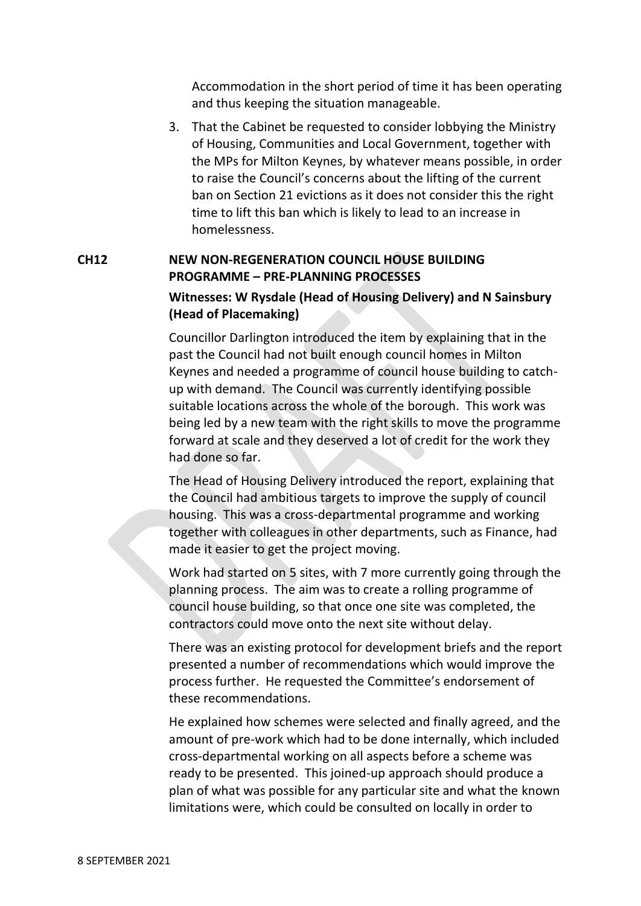Accommodation in the short period of time it has been operating and thus keeping the situation manageable.

3. That the Cabinet be requested to consider lobbying the Ministry of Housing, Communities and Local Government, together with the MPs for Milton Keynes, by whatever means possible, in order to raise the Council's concerns about the lifting of the current ban on Section 21 evictions as it does not consider this the right time to lift this ban which is likely to lead to an increase in homelessness.

## CH12 NEW NON-REGENERATION COUNCIL HOUSE BUILDING PROGRAMME – PRE-PLANNING PROCESSES

**Witnesses: W Rysdale (Head of Housing Delivery) and N Sainsbury (Head of Placemaking)**

Councillor Darlington introduced the item by explaining that in the past the Council had not built enough council homes in Milton Keynes and needed a programme of council house building to catch-up with demand. The Council was currently identifying possible suitable locations across the whole of the borough. This work was being led by a new team with the right skills to move the programme forward at scale and they deserved a lot of credit for the work they had done so far.

The Head of Housing Delivery introduced the report, explaining that the Council had ambitious targets to improve the supply of council housing. This was a cross-departmental programme and working together with colleagues in other departments, such as Finance, had made it easier to get the project moving.

Work had started on 5 sites, with 7 more currently going through the planning process. The aim was to create a rolling programme of council house building, so that once one site was completed, the contractors could move onto the next site without delay.

There was an existing protocol for development briefs and the report presented a number of recommendations which would improve the process further. He requested the Committee's endorsement of these recommendations.

He explained how schemes were selected and finally agreed, and the amount of pre-work which had to be done internally, which included cross-departmental working on all aspects before a scheme was ready to be presented. This joined-up approach should produce a plan of what was possible for any particular site and what the known limitations were, which could be consulted on locally in order to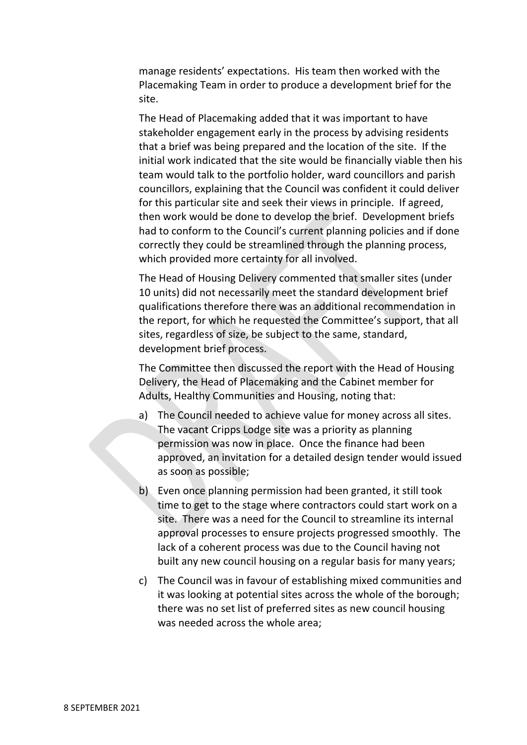manage residents' expectations. His team then worked with the Placemaking Team in order to produce a development brief for the site.

The Head of Placemaking added that it was important to have stakeholder engagement early in the process by advising residents that a brief was being prepared and the location of the site. If the initial work indicated that the site would be financially viable then his team would talk to the portfolio holder, ward councillors and parish councillors, explaining that the Council was confident it could deliver for this particular site and seek their views in principle. If agreed, then work would be done to develop the brief. Development briefs had to conform to the Council's current planning policies and if done correctly they could be streamlined through the planning process, which provided more certainty for all involved.

The Head of Housing Delivery commented that smaller sites (under 10 units) did not necessarily meet the standard development brief qualifications therefore there was an additional recommendation in the report, for which he requested the Committee's support, that all sites, regardless of size, be subject to the same, standard, development brief process.

The Committee then discussed the report with the Head of Housing Delivery, the Head of Placemaking and the Cabinet member for Adults, Healthy Communities and Housing, noting that:

a) The Council needed to achieve value for money across all sites. The vacant Cripps Lodge site was a priority as planning permission was now in place. Once the finance had been approved, an invitation for a detailed design tender would issued as soon as possible;

b) Even once planning permission had been granted, it still took time to get to the stage where contractors could start work on a site. There was a need for the Council to streamline its internal approval processes to ensure projects progressed smoothly. The lack of a coherent process was due to the Council having not built any new council housing on a regular basis for many years;

c) The Council was in favour of establishing mixed communities and it was looking at potential sites across the whole of the borough; there was no set list of preferred sites as new council housing was needed across the whole area;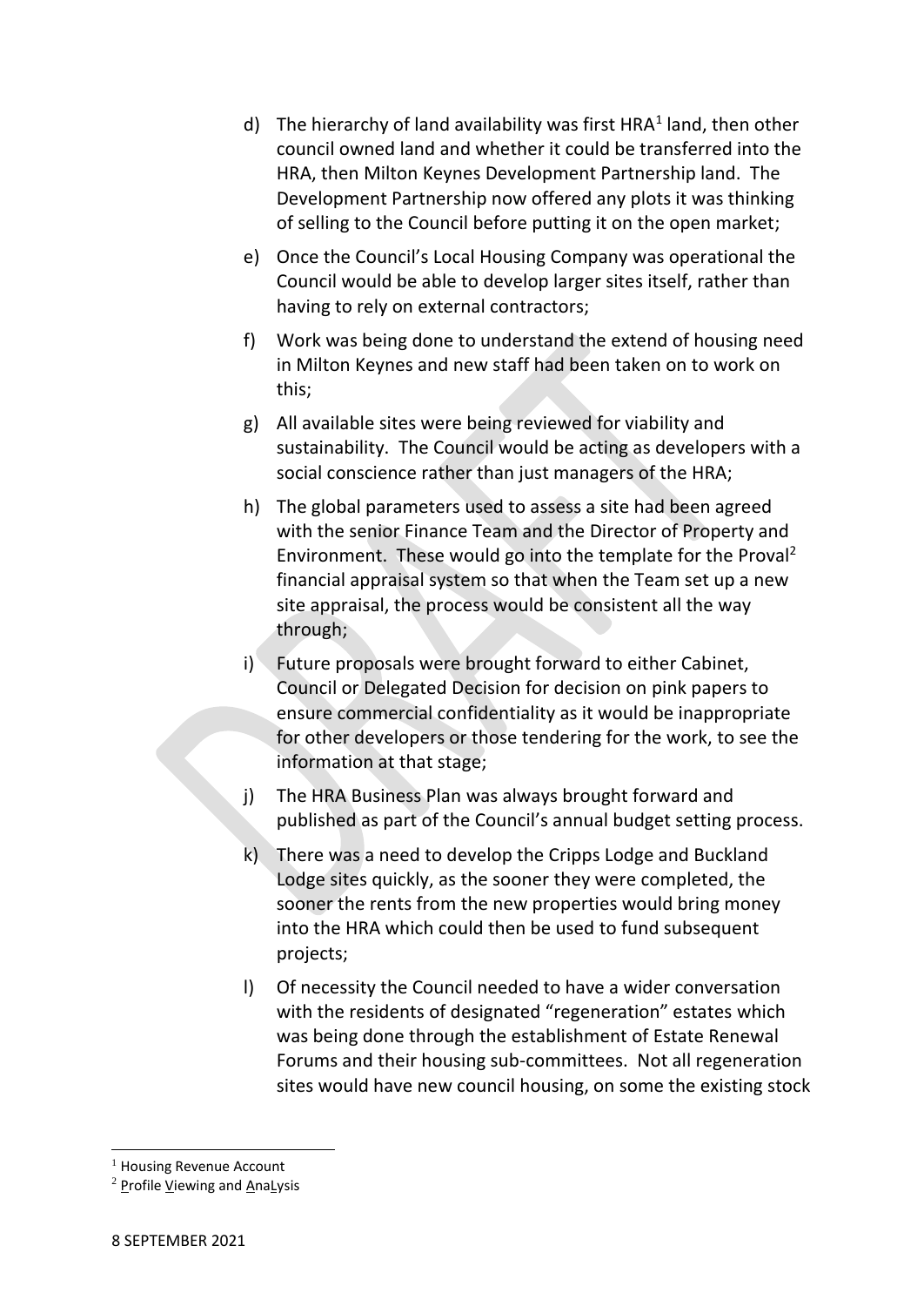d) The hierarchy of land availability was first HRA[1] land, then other council owned land and whether it could be transferred into the HRA, then Milton Keynes Development Partnership land. The Development Partnership now offered any plots it was thinking of selling to the Council before putting it on the open market;

e) Once the Council's Local Housing Company was operational the Council would be able to develop larger sites itself, rather than having to rely on external contractors;

f) Work was being done to understand the extend of housing need in Milton Keynes and new staff had been taken on to work on this;

g) All available sites were being reviewed for viability and sustainability. The Council would be acting as developers with a social conscience rather than just managers of the HRA;

h) The global parameters used to assess a site had been agreed with the senior Finance Team and the Director of Property and Environment. These would go into the template for the Proval[2] financial appraisal system so that when the Team set up a new site appraisal, the process would be consistent all the way through;

i) Future proposals were brought forward to either Cabinet, Council or Delegated Decision for decision on pink papers to ensure commercial confidentiality as it would be inappropriate for other developers or those tendering for the work, to see the information at that stage;

j) The HRA Business Plan was always brought forward and published as part of the Council's annual budget setting process.

k) There was a need to develop the Cripps Lodge and Buckland Lodge sites quickly, as the sooner they were completed, the sooner the rents from the new properties would bring money into the HRA which could then be used to fund subsequent projects;

l) Of necessity the Council needed to have a wider conversation with the residents of designated "regeneration" estates which was being done through the establishment of Estate Renewal Forums and their housing sub-committees. Not all regeneration sites would have new council housing, on some the existing stock

---

[1] Housing Revenue Account

[2] Profile Viewing and AnaLysis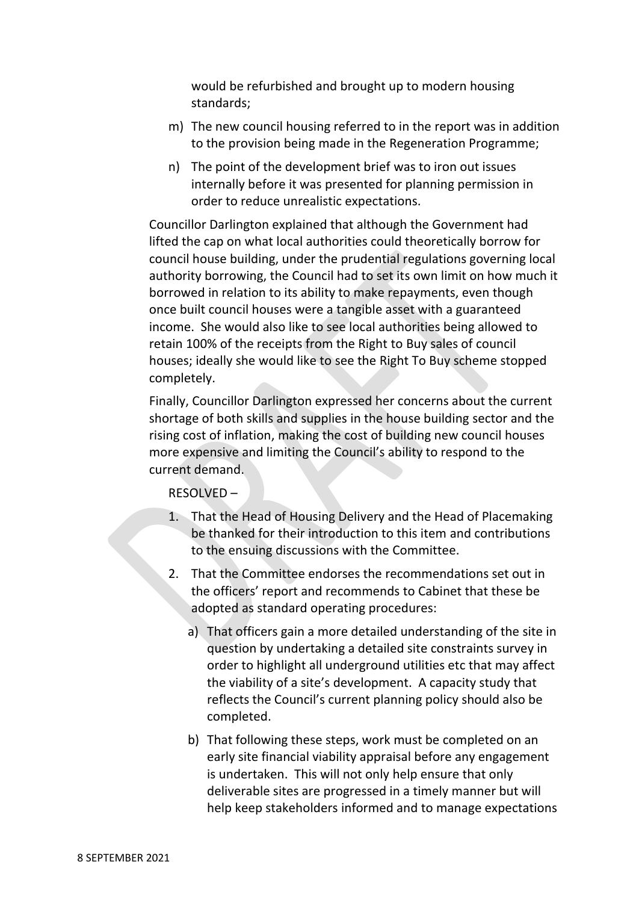would be refurbished and brought up to modern housing standards;

m) The new council housing referred to in the report was in addition to the provision being made in the Regeneration Programme;

n) The point of the development brief was to iron out issues internally before it was presented for planning permission in order to reduce unrealistic expectations.

Councillor Darlington explained that although the Government had lifted the cap on what local authorities could theoretically borrow for council house building, under the prudential regulations governing local authority borrowing, the Council had to set its own limit on how much it borrowed in relation to its ability to make repayments, even though once built council houses were a tangible asset with a guaranteed income. She would also like to see local authorities being allowed to retain 100% of the receipts from the Right to Buy sales of council houses; ideally she would like to see the Right To Buy scheme stopped completely.

Finally, Councillor Darlington expressed her concerns about the current shortage of both skills and supplies in the house building sector and the rising cost of inflation, making the cost of building new council houses more expensive and limiting the Council's ability to respond to the current demand.

RESOLVED –

1. That the Head of Housing Delivery and the Head of Placemaking be thanked for their introduction to this item and contributions to the ensuing discussions with the Committee.

2. That the Committee endorses the recommendations set out in the officers' report and recommends to Cabinet that these be adopted as standard operating procedures:

   a) That officers gain a more detailed understanding of the site in question by undertaking a detailed site constraints survey in order to highlight all underground utilities etc that may affect the viability of a site's development. A capacity study that reflects the Council's current planning policy should also be completed.

   b) That following these steps, work must be completed on an early site financial viability appraisal before any engagement is undertaken. This will not only help ensure that only deliverable sites are progressed in a timely manner but will help keep stakeholders informed and to manage expectations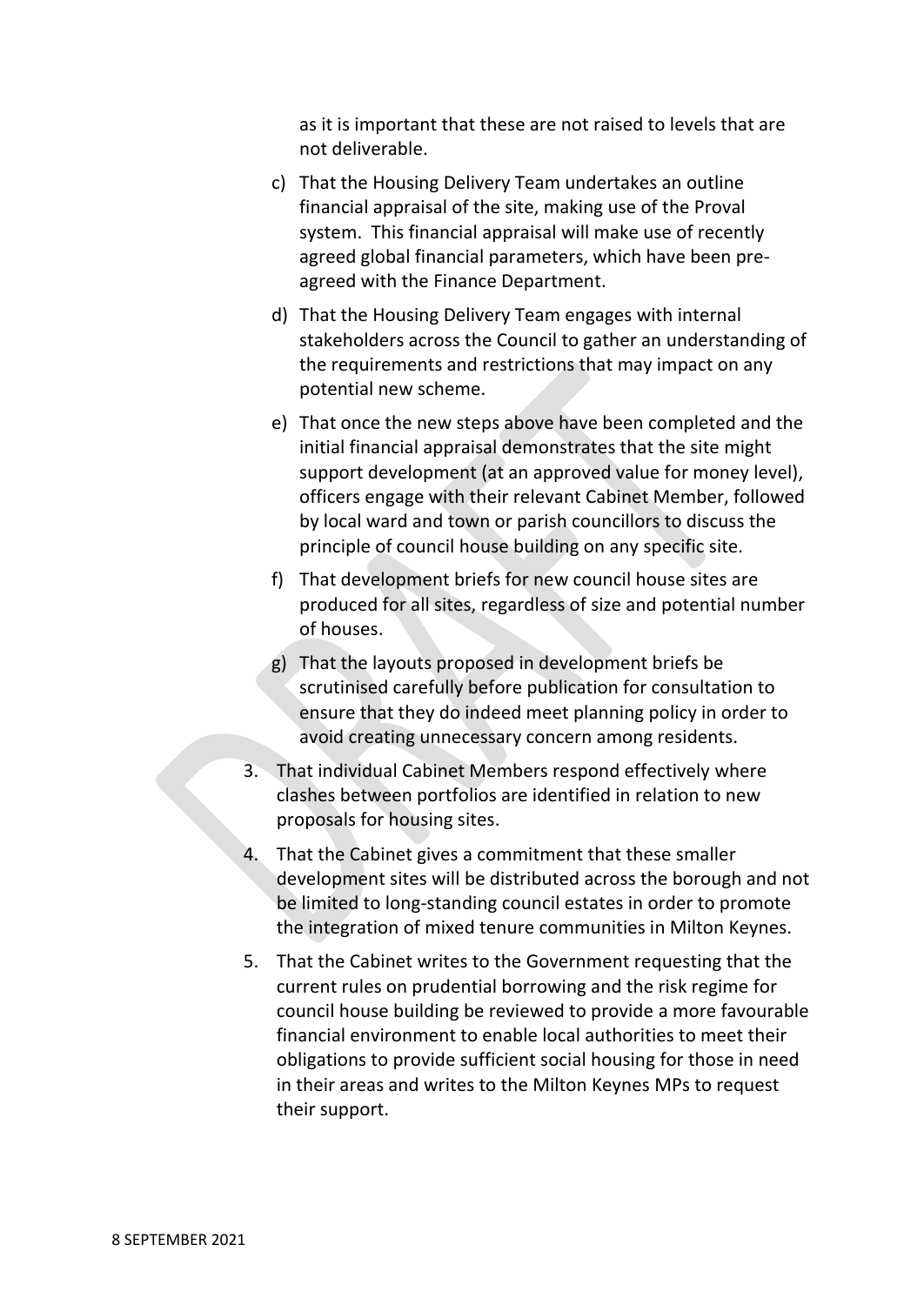as it is important that these are not raised to levels that are not deliverable.

c) That the Housing Delivery Team undertakes an outline financial appraisal of the site, making use of the Proval system. This financial appraisal will make use of recently agreed global financial parameters, which have been pre-agreed with the Finance Department.

d) That the Housing Delivery Team engages with internal stakeholders across the Council to gather an understanding of the requirements and restrictions that may impact on any potential new scheme.

e) That once the new steps above have been completed and the initial financial appraisal demonstrates that the site might support development (at an approved value for money level), officers engage with their relevant Cabinet Member, followed by local ward and town or parish councillors to discuss the principle of council house building on any specific site.

f) That development briefs for new council house sites are produced for all sites, regardless of size and potential number of houses.

g) That the layouts proposed in development briefs be scrutinised carefully before publication for consultation to ensure that they do indeed meet planning policy in order to avoid creating unnecessary concern among residents.

3. That individual Cabinet Members respond effectively where clashes between portfolios are identified in relation to new proposals for housing sites.

4. That the Cabinet gives a commitment that these smaller development sites will be distributed across the borough and not be limited to long-standing council estates in order to promote the integration of mixed tenure communities in Milton Keynes.

5. That the Cabinet writes to the Government requesting that the current rules on prudential borrowing and the risk regime for council house building be reviewed to provide a more favourable financial environment to enable local authorities to meet their obligations to provide sufficient social housing for those in need in their areas and writes to the Milton Keynes MPs to request their support.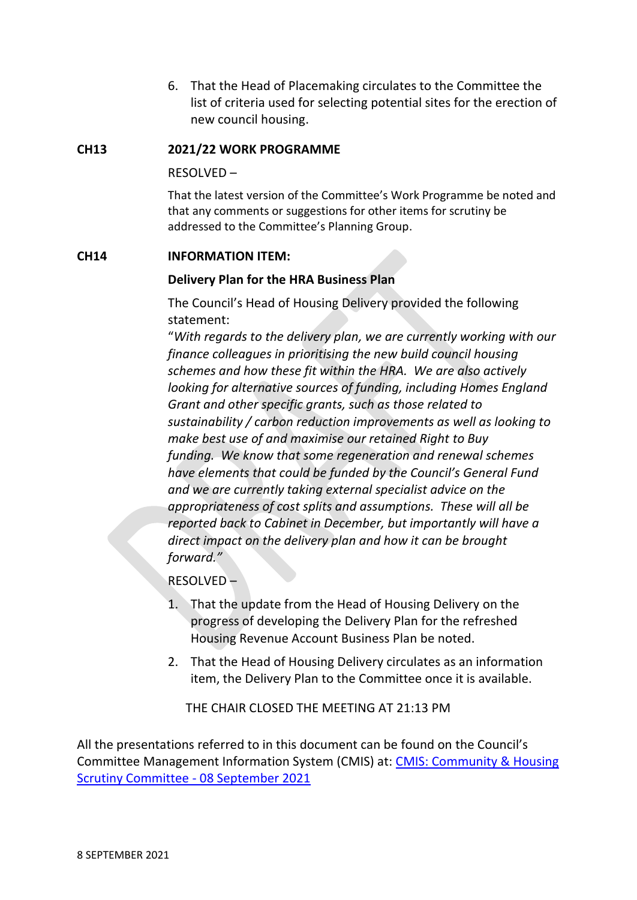6. That the Head of Placemaking circulates to the Committee the list of criteria used for selecting potential sites for the erection of new council housing.

**CH13 2021/22 WORK PROGRAMME**

RESOLVED –

That the latest version of the Committee's Work Programme be noted and that any comments or suggestions for other items for scrutiny be addressed to the Committee's Planning Group.

**CH14 INFORMATION ITEM:**

**Delivery Plan for the HRA Business Plan**

The Council's Head of Housing Delivery provided the following statement:

"*With regards to the delivery plan, we are currently working with our finance colleagues in prioritising the new build council housing schemes and how these fit within the HRA. We are also actively looking for alternative sources of funding, including Homes England Grant and other specific grants, such as those related to sustainability / carbon reduction improvements as well as looking to make best use of and maximise our retained Right to Buy funding. We know that some regeneration and renewal schemes have elements that could be funded by the Council's General Fund and we are currently taking external specialist advice on the appropriateness of cost splits and assumptions. These will all be reported back to Cabinet in December, but importantly will have a direct impact on the delivery plan and how it can be brought forward.*"

RESOLVED –

1. That the update from the Head of Housing Delivery on the progress of developing the Delivery Plan for the refreshed Housing Revenue Account Business Plan be noted.
2. That the Head of Housing Delivery circulates as an information item, the Delivery Plan to the Committee once it is available.

THE CHAIR CLOSED THE MEETING AT 21:13 PM

All the presentations referred to in this document can be found on the Council's Committee Management Information System (CMIS) at: [CMIS: Community & Housing Scrutiny Committee - 08 September 2021]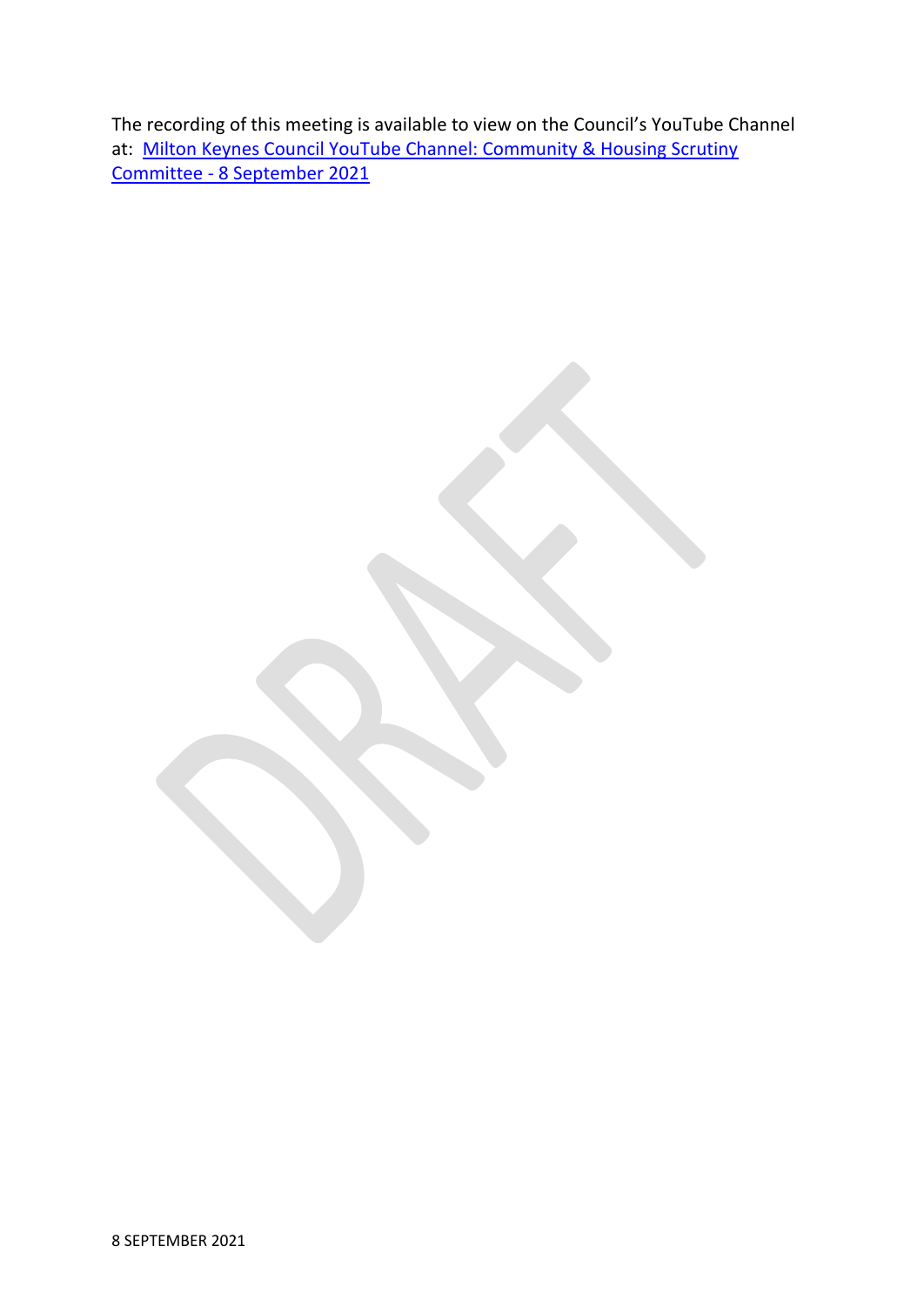The recording of this meeting is available to view on the Council's YouTube Channel at: Milton Keynes Council YouTube Channel: Community & Housing Scrutiny Committee - 8 September 2021